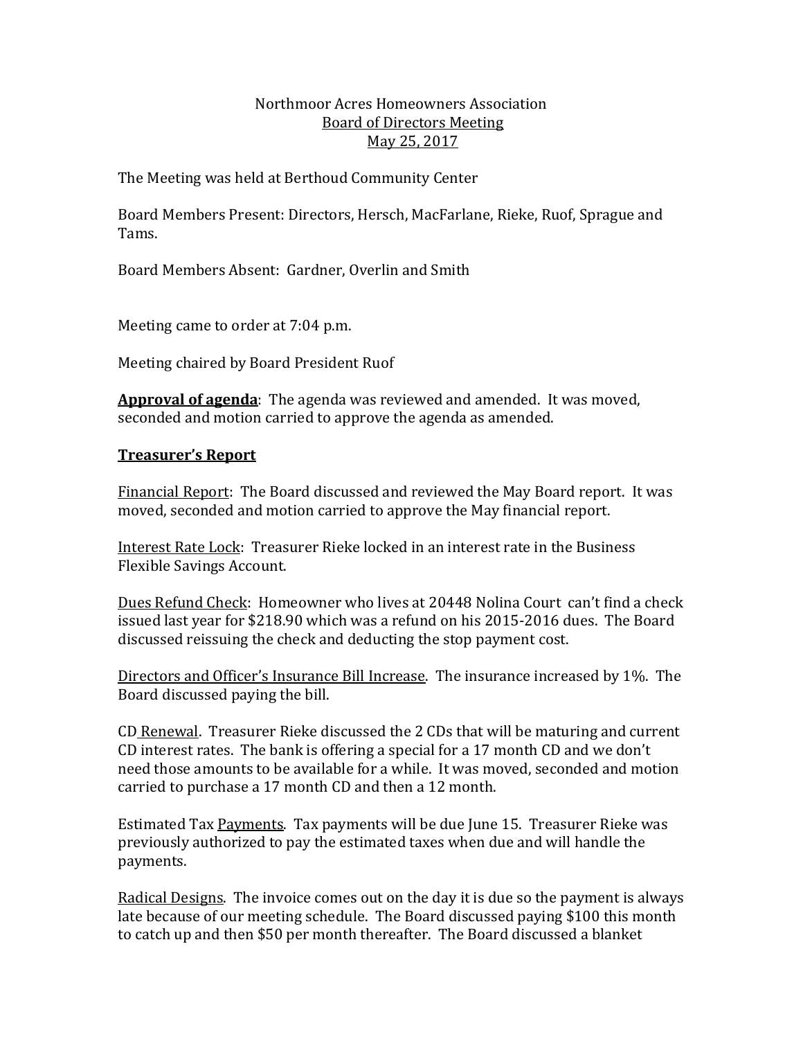Northmoor Acres Homeowners Association

<u>Board of Directors Meeting</u>

<u>May 25, 2017</u>

The Meeting was held at Berthoud Community Center

Board Members Present: Directors, Hersch, MacFarlane, Rieke, Ruof, Sprague and Tams.

Board Members Absent: Gardner, Overlin and Smith

Meeting came to order at 7:04 p.m.

Meeting chaired by Board President Ruof

<u>**Approval of agenda**</u>: The agenda was reviewed and amended. It was moved, seconded and motion carried to approve the agenda as amended.

<u>**Treasurer's Report**</u>

<u>Financial Report</u>: The Board discussed and reviewed the May Board report. It was moved, seconded and motion carried to approve the May financial report.

<u>Interest Rate Lock</u>: Treasurer Rieke locked in an interest rate in the Business Flexible Savings Account.

<u>Dues Refund Check</u>: Homeowner who lives at 20448 Nolina Court can't find a check issued last year for $218.90 which was a refund on his 2015-2016 dues. The Board discussed reissuing the check and deducting the stop payment cost.

<u>Directors and Officer's Insurance Bill Increase</u>. The insurance increased by 1%. The Board discussed paying the bill.

CD <u>Renewal</u>. Treasurer Rieke discussed the 2 CDs that will be maturing and current CD interest rates. The bank is offering a special for a 17 month CD and we don't need those amounts to be available for a while. It was moved, seconded and motion carried to purchase a 17 month CD and then a 12 month.

Estimated Tax <u>Payments</u>. Tax payments will be due June 15. Treasurer Rieke was previously authorized to pay the estimated taxes when due and will handle the payments.

<u>Radical Designs</u>. The invoice comes out on the day it is due so the payment is always late because of our meeting schedule. The Board discussed paying $100 this month to catch up and then $50 per month thereafter. The Board discussed a blanket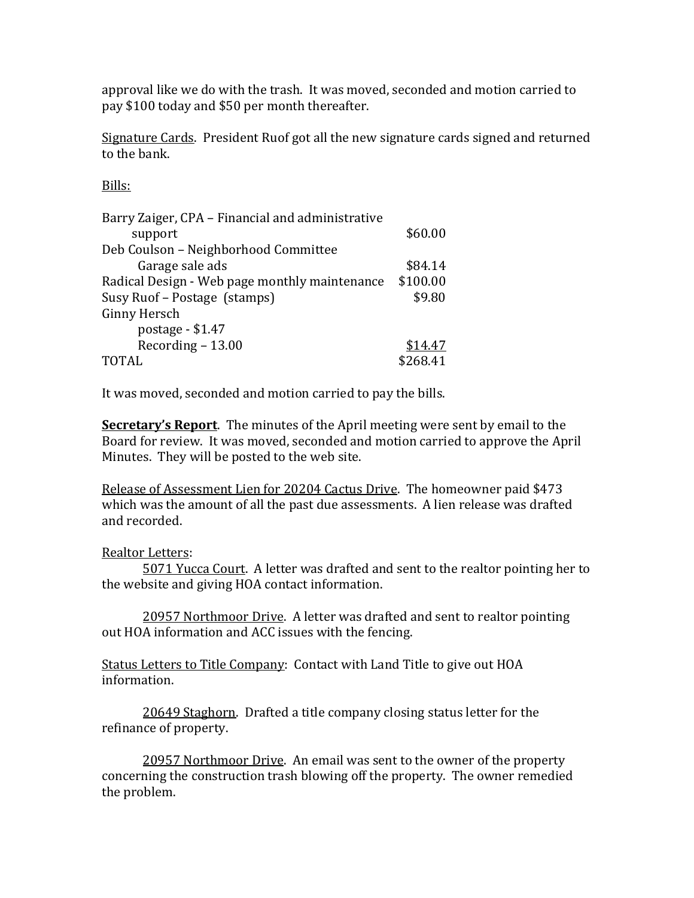approval like we do with the trash. It was moved, seconded and motion carried to pay $100 today and $50 per month thereafter.

<u>Signature Cards</u>. President Ruof got all the new signature cards signed and returned to the bank.

<u>Bills:</u>

| | |
|---|---|
| Barry Zaiger, CPA – Financial and administrative support | $60.00 |
| Deb Coulson – Neighborhood Committee Garage sale ads | $84.14 |
| Radical Design - Web page monthly maintenance | $100.00 |
| Susy Ruof – Postage (stamps) | $9.80 |
| Ginny Hersch<br>postage - $1.47<br>Recording – 13.00 | <u>$14.47</u> |
| TOTAL | $268.41 |

It was moved, seconded and motion carried to pay the bills.

**<u>Secretary's Report</u>**. The minutes of the April meeting were sent by email to the Board for review. It was moved, seconded and motion carried to approve the April Minutes. They will be posted to the web site.

<u>Release of Assessment Lien for 20204 Cactus Drive</u>. The homeowner paid $473 which was the amount of all the past due assessments. A lien release was drafted and recorded.

<u>Realtor Letters</u>:

<u>5071 Yucca Court</u>. A letter was drafted and sent to the realtor pointing her to the website and giving HOA contact information.

<u>20957 Northmoor Drive</u>. A letter was drafted and sent to realtor pointing out HOA information and ACC issues with the fencing.

<u>Status Letters to Title Company</u>: Contact with Land Title to give out HOA information.

<u>20649 Staghorn</u>. Drafted a title company closing status letter for the refinance of property.

<u>20957 Northmoor Drive</u>. An email was sent to the owner of the property concerning the construction trash blowing off the property. The owner remedied the problem.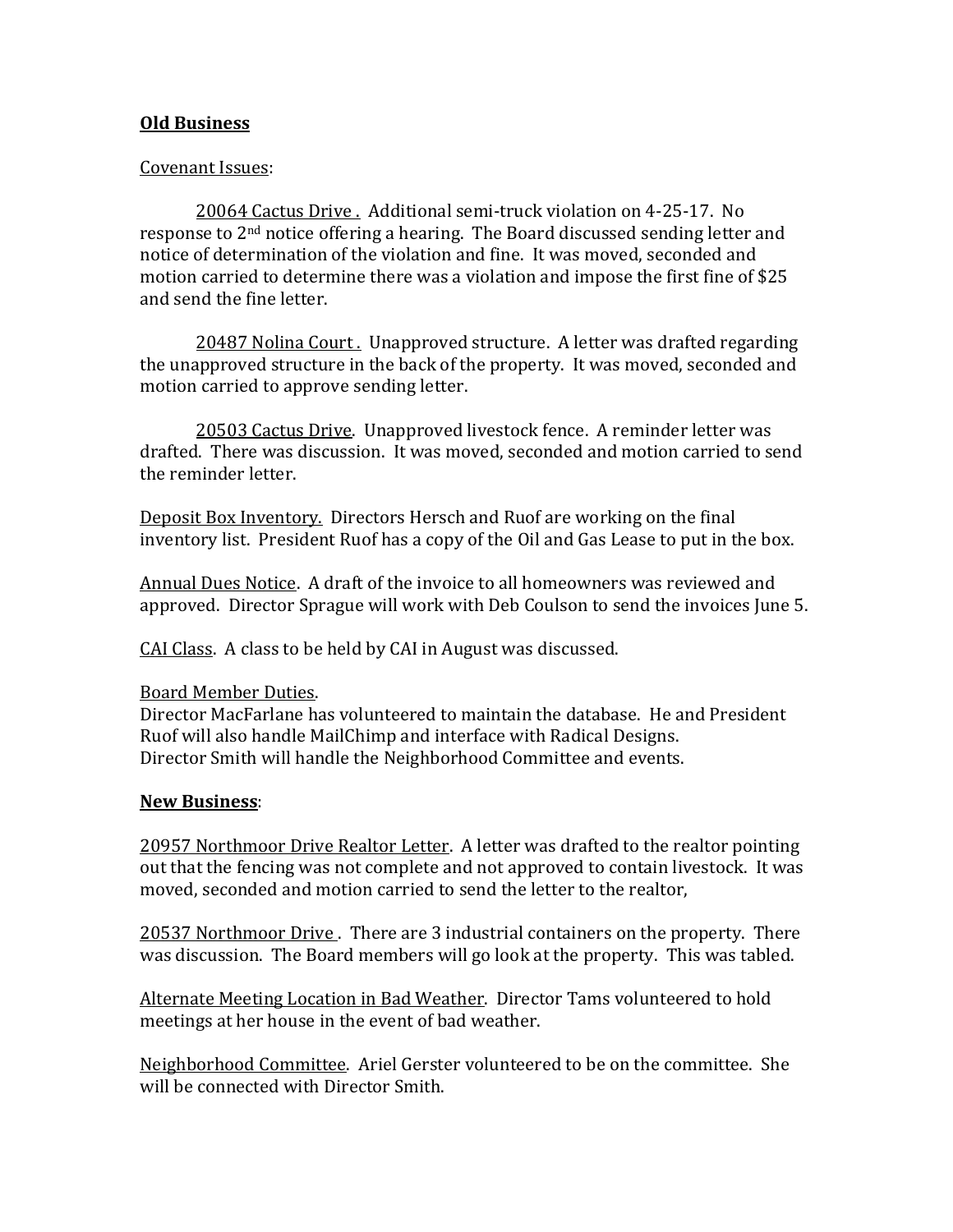**Old Business**

Covenant Issues:

20064 Cactus Drive . Additional semi-truck violation on 4-25-17. No response to 2nd notice offering a hearing. The Board discussed sending letter and notice of determination of the violation and fine. It was moved, seconded and motion carried to determine there was a violation and impose the first fine of $25 and send the fine letter.

20487 Nolina Court . Unapproved structure. A letter was drafted regarding the unapproved structure in the back of the property. It was moved, seconded and motion carried to approve sending letter.

20503 Cactus Drive. Unapproved livestock fence. A reminder letter was drafted. There was discussion. It was moved, seconded and motion carried to send the reminder letter.

Deposit Box Inventory. Directors Hersch and Ruof are working on the final inventory list. President Ruof has a copy of the Oil and Gas Lease to put in the box.

Annual Dues Notice. A draft of the invoice to all homeowners was reviewed and approved. Director Sprague will work with Deb Coulson to send the invoices June 5.

CAI Class. A class to be held by CAI in August was discussed.

Board Member Duties.
Director MacFarlane has volunteered to maintain the database. He and President Ruof will also handle MailChimp and interface with Radical Designs.
Director Smith will handle the Neighborhood Committee and events.

**New Business**:

20957 Northmoor Drive Realtor Letter. A letter was drafted to the realtor pointing out that the fencing was not complete and not approved to contain livestock. It was moved, seconded and motion carried to send the letter to the realtor,

20537 Northmoor Drive . There are 3 industrial containers on the property. There was discussion. The Board members will go look at the property. This was tabled.

Alternate Meeting Location in Bad Weather. Director Tams volunteered to hold meetings at her house in the event of bad weather.

Neighborhood Committee. Ariel Gerster volunteered to be on the committee. She will be connected with Director Smith.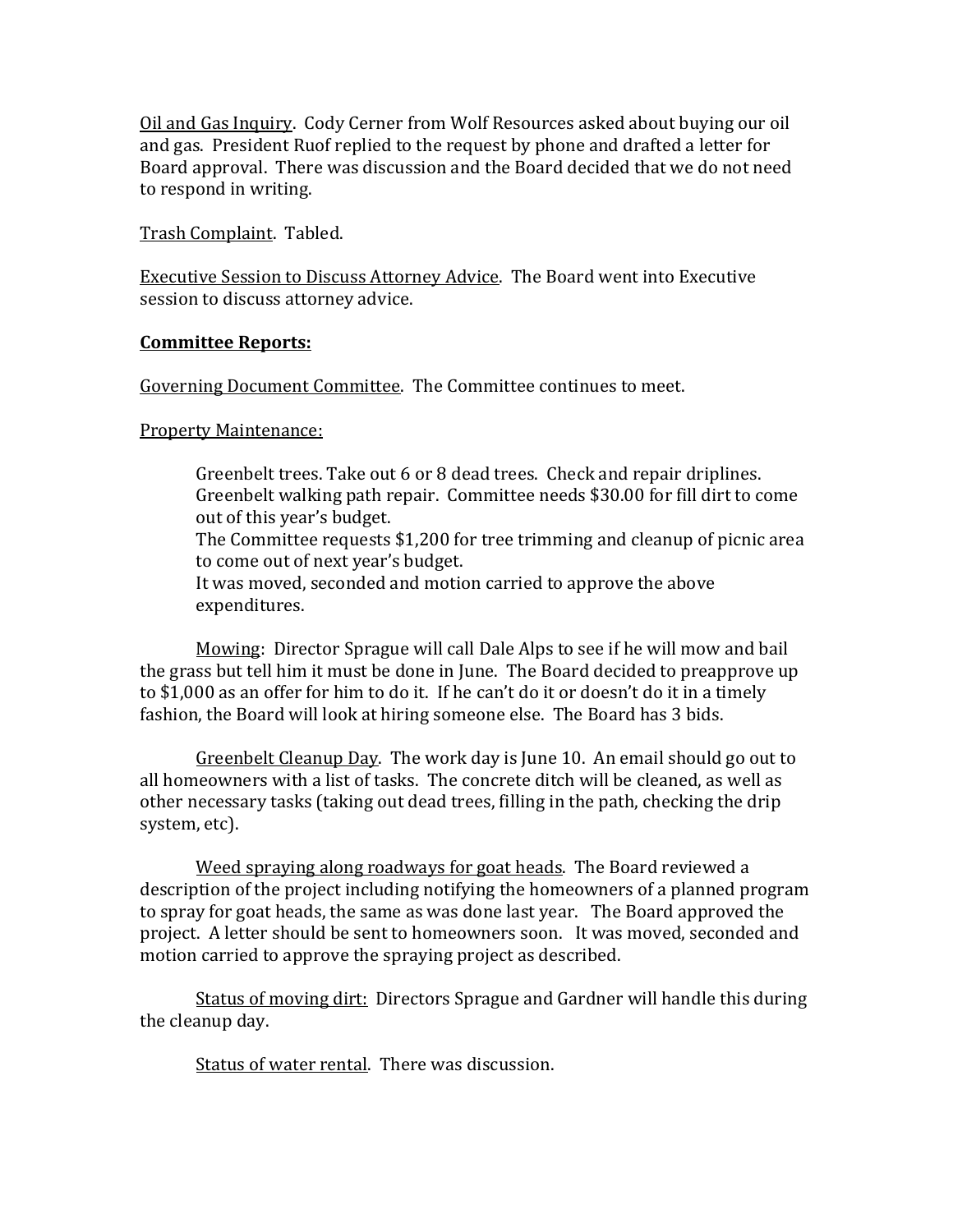<u>Oil and Gas Inquiry</u>. Cody Cerner from Wolf Resources asked about buying our oil and gas. President Ruof replied to the request by phone and drafted a letter for Board approval. There was discussion and the Board decided that we do not need to respond in writing.

<u>Trash Complaint</u>. Tabled.

<u>Executive Session to Discuss Attorney Advice</u>. The Board went into Executive session to discuss attorney advice.

**<u>Committee Reports:</u>**

<u>Governing Document Committee</u>. The Committee continues to meet.

<u>Property Maintenance:</u>

> Greenbelt trees. Take out 6 or 8 dead trees. Check and repair driplines.
> Greenbelt walking path repair. Committee needs $30.00 for fill dirt to come out of this year's budget.
> The Committee requests $1,200 for tree trimming and cleanup of picnic area to come out of next year's budget.
> It was moved, seconded and motion carried to approve the above expenditures.

<u>Mowing</u>: Director Sprague will call Dale Alps to see if he will mow and bail the grass but tell him it must be done in June. The Board decided to preapprove up to $1,000 as an offer for him to do it. If he can't do it or doesn't do it in a timely fashion, the Board will look at hiring someone else. The Board has 3 bids.

<u>Greenbelt Cleanup Day</u>. The work day is June 10. An email should go out to all homeowners with a list of tasks. The concrete ditch will be cleaned, as well as other necessary tasks (taking out dead trees, filling in the path, checking the drip system, etc).

<u>Weed spraying along roadways for goat heads</u>. The Board reviewed a description of the project including notifying the homeowners of a planned program to spray for goat heads, the same as was done last year. The Board approved the project. A letter should be sent to homeowners soon. It was moved, seconded and motion carried to approve the spraying project as described.

<u>Status of moving dirt:</u> Directors Sprague and Gardner will handle this during the cleanup day.

<u>Status of water rental</u>. There was discussion.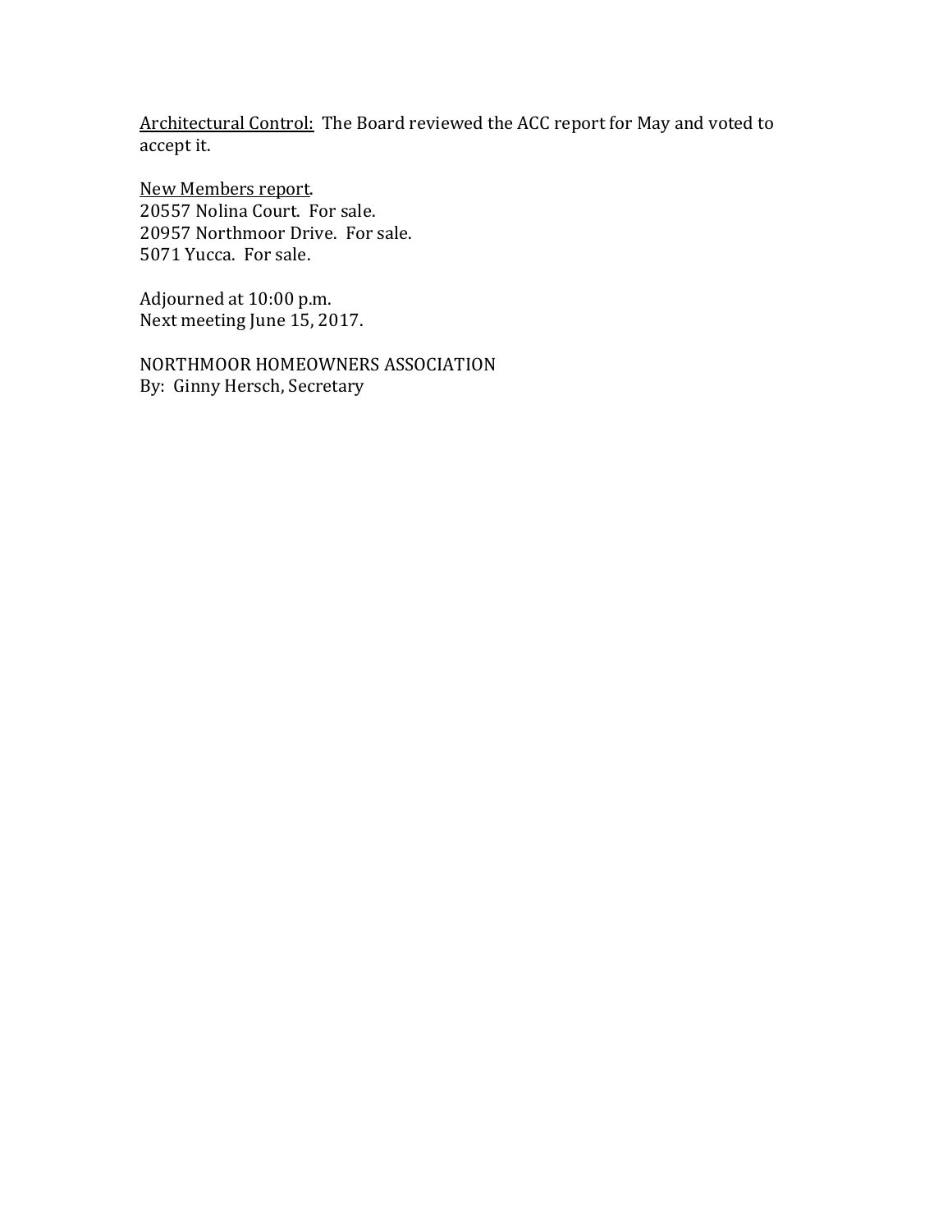<u>Architectural Control:</u> The Board reviewed the ACC report for May and voted to accept it.

<u>New Members report</u>.
20557 Nolina Court. For sale.
20957 Northmoor Drive. For sale.
5071 Yucca. For sale.

Adjourned at 10:00 p.m.
Next meeting June 15, 2017.

NORTHMOOR HOMEOWNERS ASSOCIATION
By: Ginny Hersch, Secretary